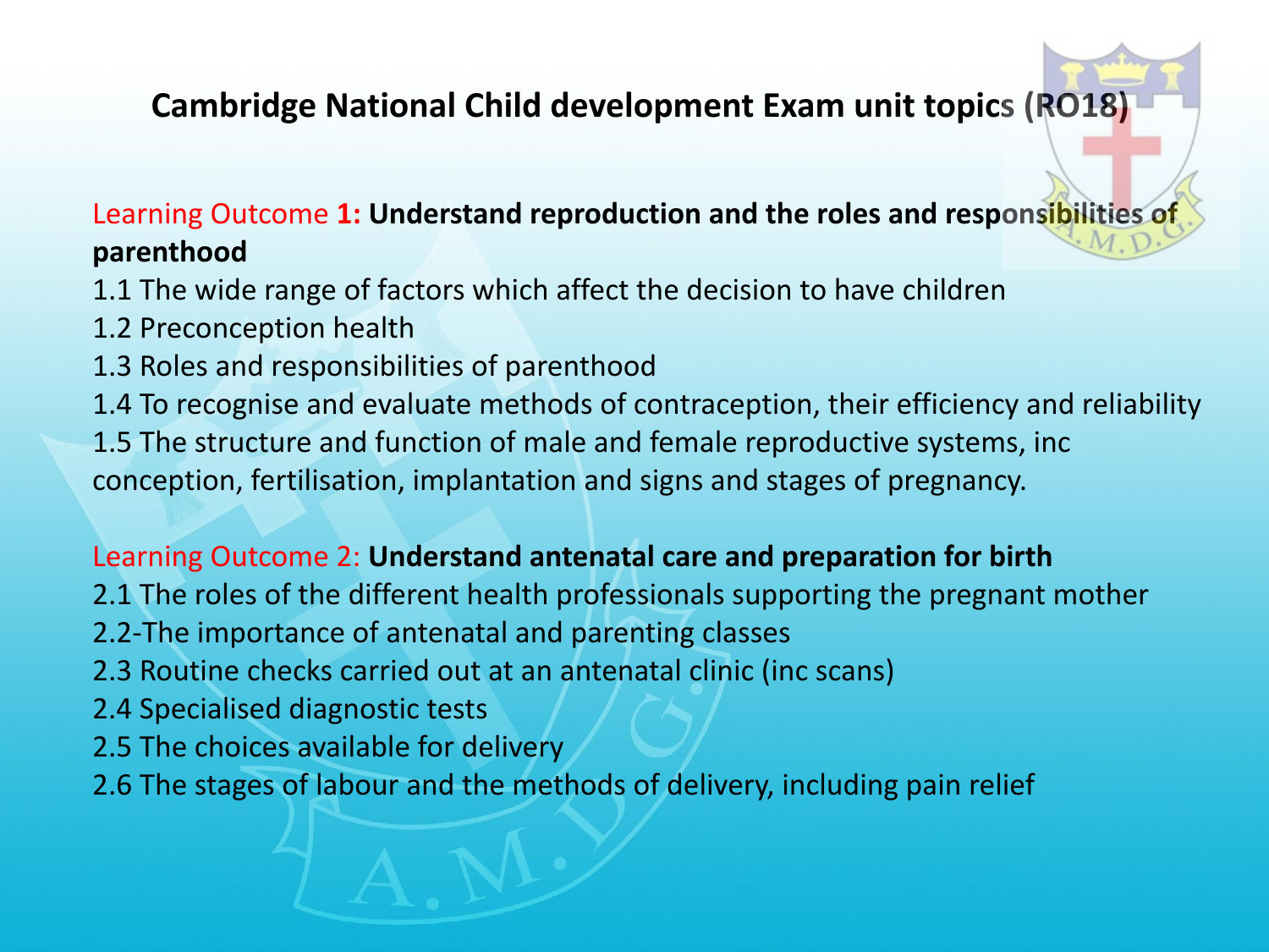# Cambridge National Child development Exam unit topics (RO18)

Learning Outcome **1: Understand reproduction and the roles and responsibilities of parenthood**

1.1 The wide range of factors which affect the decision to have children
1.2 Preconception health
1.3 Roles and responsibilities of parenthood
1.4 To recognise and evaluate methods of contraception, their efficiency and reliability
1.5 The structure and function of male and female reproductive systems, inc conception, fertilisation, implantation and signs and stages of pregnancy.

Learning Outcome 2: **Understand antenatal care and preparation for birth**

2.1 The roles of the different health professionals supporting the pregnant mother
2.2-The importance of antenatal and parenting classes
2.3 Routine checks carried out at an antenatal clinic (inc scans)
2.4 Specialised diagnostic tests
2.5 The choices available for delivery
2.6 The stages of labour and the methods of delivery, including pain relief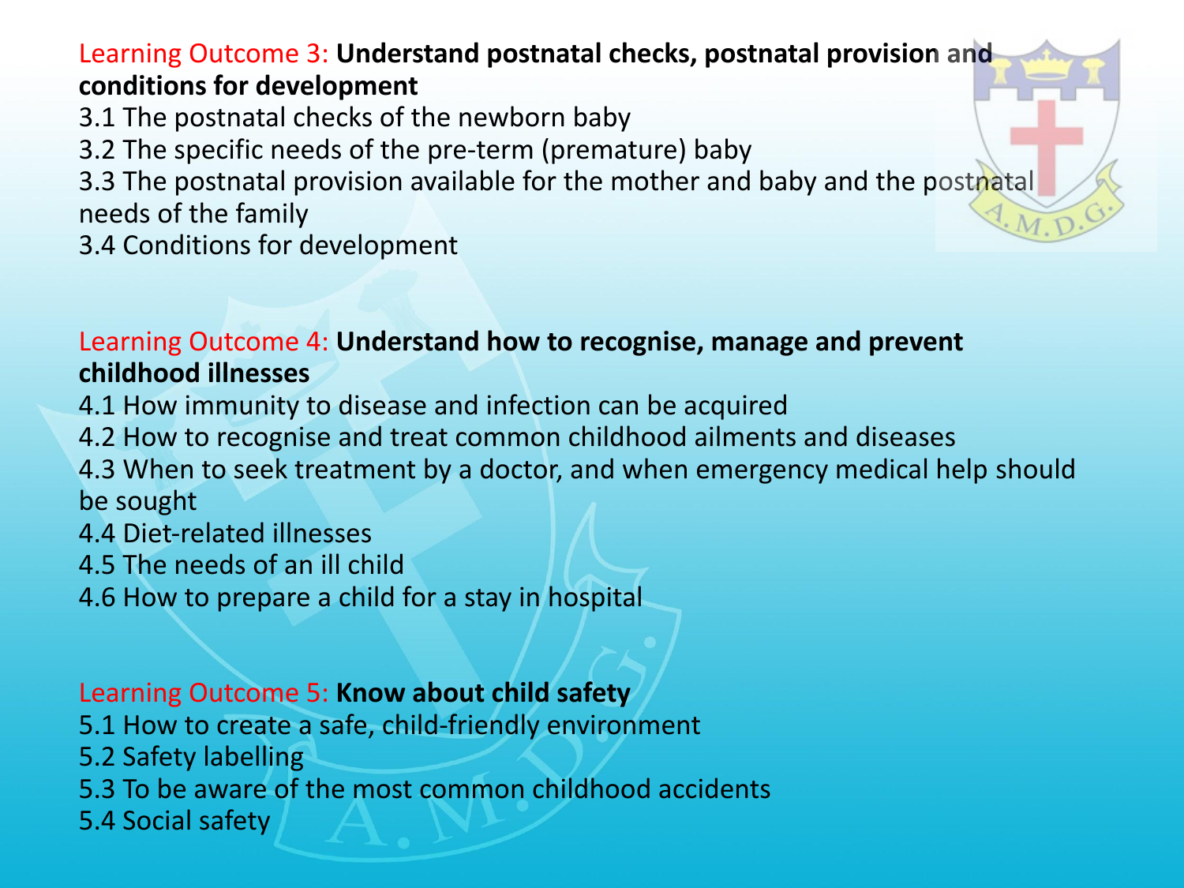Learning Outcome 3: **Understand postnatal checks, postnatal provision and conditions for development**

3.1 The postnatal checks of the newborn baby

3.2 The specific needs of the pre-term (premature) baby

3.3 The postnatal provision available for the mother and baby and the postnatal needs of the family

3.4 Conditions for development

Learning Outcome 4: **Understand how to recognise, manage and prevent childhood illnesses**

4.1 How immunity to disease and infection can be acquired

4.2 How to recognise and treat common childhood ailments and diseases

4.3 When to seek treatment by a doctor, and when emergency medical help should be sought

4.4 Diet-related illnesses

4.5 The needs of an ill child

4.6 How to prepare a child for a stay in hospital

Learning Outcome 5: **Know about child safety**

5.1 How to create a safe, child-friendly environment

5.2 Safety labelling

5.3 To be aware of the most common childhood accidents

5.4 Social safety